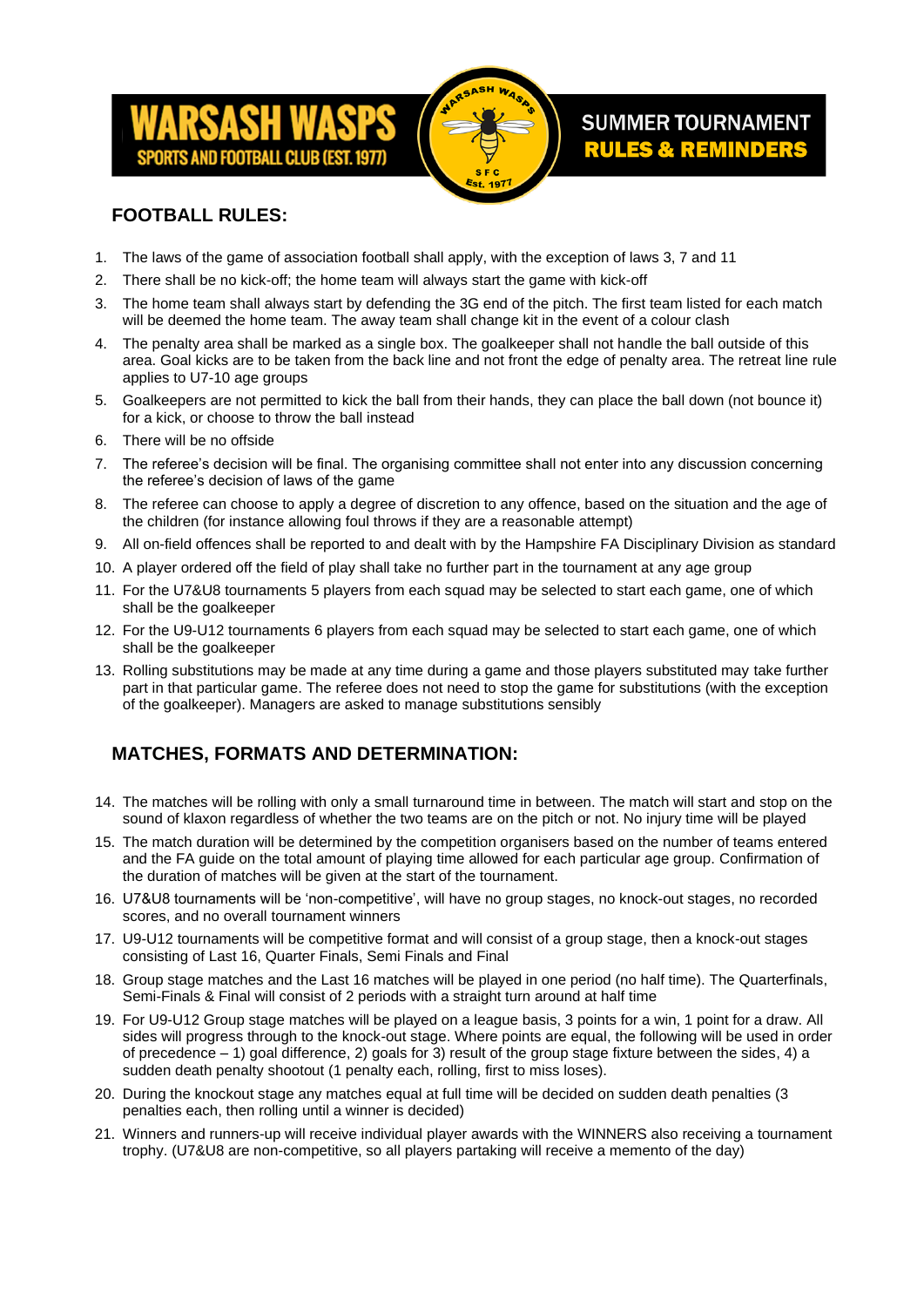WARSASH WASPS

SPORTS AND FOOTBALL CLUB (EST. 1977)

SUMMER TOURNAMENT

**RULES & REMINDERS**

## FOOTBALL RULES:

1. The laws of the game of association football shall apply, with the exception of laws 3, 7 and 11
2. There shall be no kick-off; the home team will always start the game with kick-off
3. The home team shall always start by defending the 3G end of the pitch. The first team listed for each match will be deemed the home team. The away team shall change kit in the event of a colour clash
4. The penalty area shall be marked as a single box. The goalkeeper shall not handle the ball outside of this area. Goal kicks are to be taken from the back line and not front the edge of penalty area. The retreat line rule applies to U7-10 age groups
5. Goalkeepers are not permitted to kick the ball from their hands, they can place the ball down (not bounce it) for a kick, or choose to throw the ball instead
6. There will be no offside
7. The referee's decision will be final. The organising committee shall not enter into any discussion concerning the referee's decision of laws of the game
8. The referee can choose to apply a degree of discretion to any offence, based on the situation and the age of the children (for instance allowing foul throws if they are a reasonable attempt)
9. All on-field offences shall be reported to and dealt with by the Hampshire FA Disciplinary Division as standard
10. A player ordered off the field of play shall take no further part in the tournament at any age group
11. For the U7&U8 tournaments 5 players from each squad may be selected to start each game, one of which shall be the goalkeeper
12. For the U9-U12 tournaments 6 players from each squad may be selected to start each game, one of which shall be the goalkeeper
13. Rolling substitutions may be made at any time during a game and those players substituted may take further part in that particular game. The referee does not need to stop the game for substitutions (with the exception of the goalkeeper). Managers are asked to manage substitutions sensibly

## MATCHES, FORMATS AND DETERMINATION:

14. The matches will be rolling with only a small turnaround time in between. The match will start and stop on the sound of klaxon regardless of whether the two teams are on the pitch or not. No injury time will be played
15. The match duration will be determined by the competition organisers based on the number of teams entered and the FA guide on the total amount of playing time allowed for each particular age group. Confirmation of the duration of matches will be given at the start of the tournament.
16. U7&U8 tournaments will be 'non-competitive', will have no group stages, no knock-out stages, no recorded scores, and no overall tournament winners
17. U9-U12 tournaments will be competitive format and will consist of a group stage, then a knock-out stages consisting of Last 16, Quarter Finals, Semi Finals and Final
18. Group stage matches and the Last 16 matches will be played in one period (no half time). The Quarterfinals, Semi-Finals & Final will consist of 2 periods with a straight turn around at half time
19. For U9-U12 Group stage matches will be played on a league basis, 3 points for a win, 1 point for a draw. All sides will progress through to the knock-out stage. Where points are equal, the following will be used in order of precedence – 1) goal difference, 2) goals for 3) result of the group stage fixture between the sides, 4) a sudden death penalty shootout (1 penalty each, rolling, first to miss loses).
20. During the knockout stage any matches equal at full time will be decided on sudden death penalties (3 penalties each, then rolling until a winner is decided)
21. Winners and runners-up will receive individual player awards with the WINNERS also receiving a tournament trophy. (U7&U8 are non-competitive, so all players partaking will receive a memento of the day)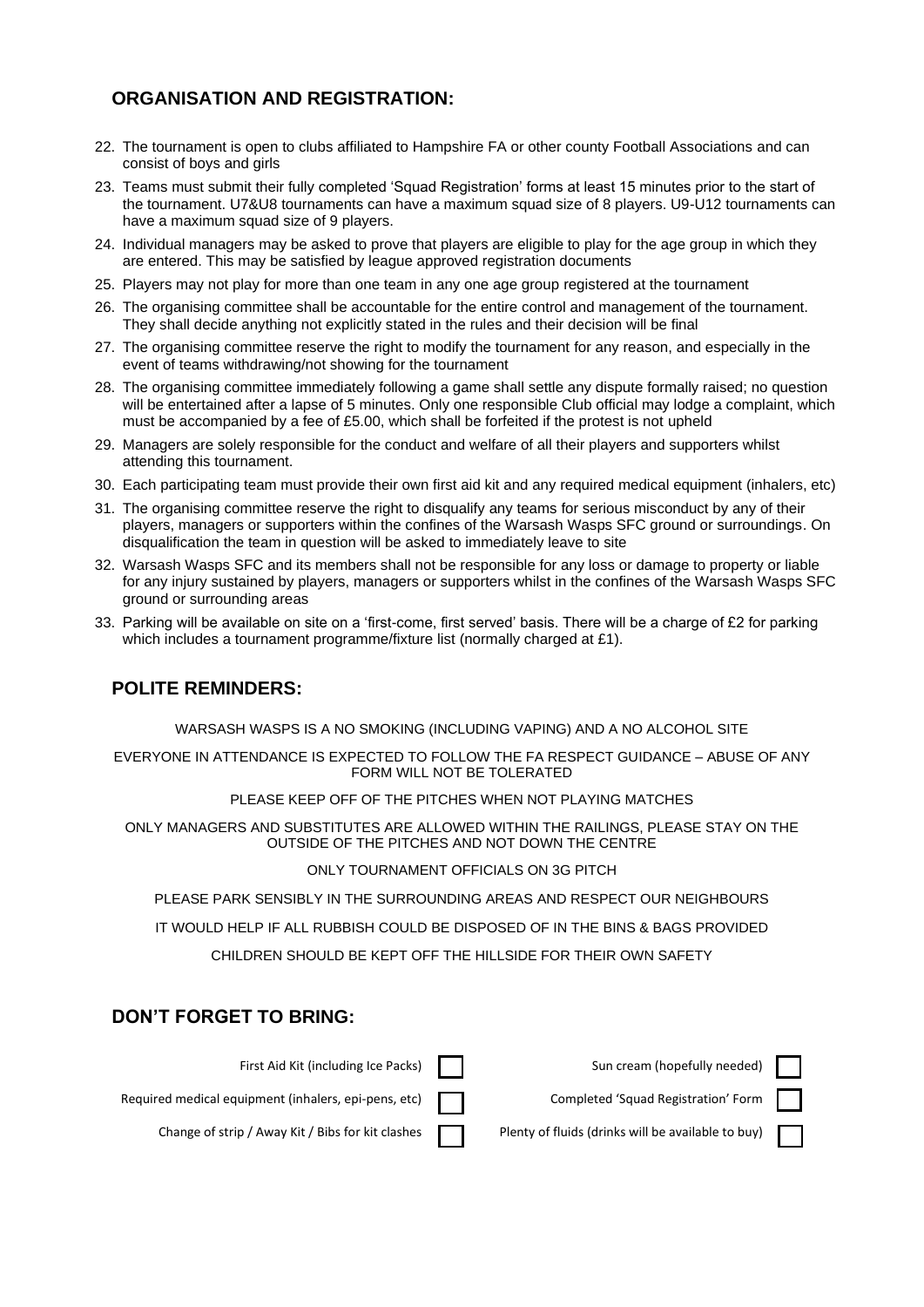## ORGANISATION AND REGISTRATION:

22. The tournament is open to clubs affiliated to Hampshire FA or other county Football Associations and can consist of boys and girls
23. Teams must submit their fully completed 'Squad Registration' forms at least 15 minutes prior to the start of the tournament. U7&U8 tournaments can have a maximum squad size of 8 players. U9-U12 tournaments can have a maximum squad size of 9 players.
24. Individual managers may be asked to prove that players are eligible to play for the age group in which they are entered. This may be satisfied by league approved registration documents
25. Players may not play for more than one team in any one age group registered at the tournament
26. The organising committee shall be accountable for the entire control and management of the tournament. They shall decide anything not explicitly stated in the rules and their decision will be final
27. The organising committee reserve the right to modify the tournament for any reason, and especially in the event of teams withdrawing/not showing for the tournament
28. The organising committee immediately following a game shall settle any dispute formally raised; no question will be entertained after a lapse of 5 minutes. Only one responsible Club official may lodge a complaint, which must be accompanied by a fee of £5.00, which shall be forfeited if the protest is not upheld
29. Managers are solely responsible for the conduct and welfare of all their players and supporters whilst attending this tournament.
30. Each participating team must provide their own first aid kit and any required medical equipment (inhalers, etc)
31. The organising committee reserve the right to disqualify any teams for serious misconduct by any of their players, managers or supporters within the confines of the Warsash Wasps SFC ground or surroundings. On disqualification the team in question will be asked to immediately leave to site
32. Warsash Wasps SFC and its members shall not be responsible for any loss or damage to property or liable for any injury sustained by players, managers or supporters whilst in the confines of the Warsash Wasps SFC ground or surrounding areas
33. Parking will be available on site on a 'first-come, first served' basis. There will be a charge of £2 for parking which includes a tournament programme/fixture list (normally charged at £1).

## POLITE REMINDERS:

WARSASH WASPS IS A NO SMOKING (INCLUDING VAPING) AND A NO ALCOHOL SITE

EVERYONE IN ATTENDANCE IS EXPECTED TO FOLLOW THE FA RESPECT GUIDANCE – ABUSE OF ANY FORM WILL NOT BE TOLERATED

PLEASE KEEP OFF OF THE PITCHES WHEN NOT PLAYING MATCHES

ONLY MANAGERS AND SUBSTITUTES ARE ALLOWED WITHIN THE RAILINGS, PLEASE STAY ON THE OUTSIDE OF THE PITCHES AND NOT DOWN THE CENTRE

ONLY TOURNAMENT OFFICIALS ON 3G PITCH

PLEASE PARK SENSIBLY IN THE SURROUNDING AREAS AND RESPECT OUR NEIGHBOURS

IT WOULD HELP IF ALL RUBBISH COULD BE DISPOSED OF IN THE BINS & BAGS PROVIDED

CHILDREN SHOULD BE KEPT OFF THE HILLSIDE FOR THEIR OWN SAFETY

## DON'T FORGET TO BRING:

- [ ] First Aid Kit (including Ice Packs)
- [ ] Required medical equipment (inhalers, epi-pens, etc)
- [ ] Change of strip / Away Kit / Bibs for kit clashes
- [ ] Sun cream (hopefully needed)
- [ ] Completed 'Squad Registration' Form
- [ ] Plenty of fluids (drinks will be available to buy)